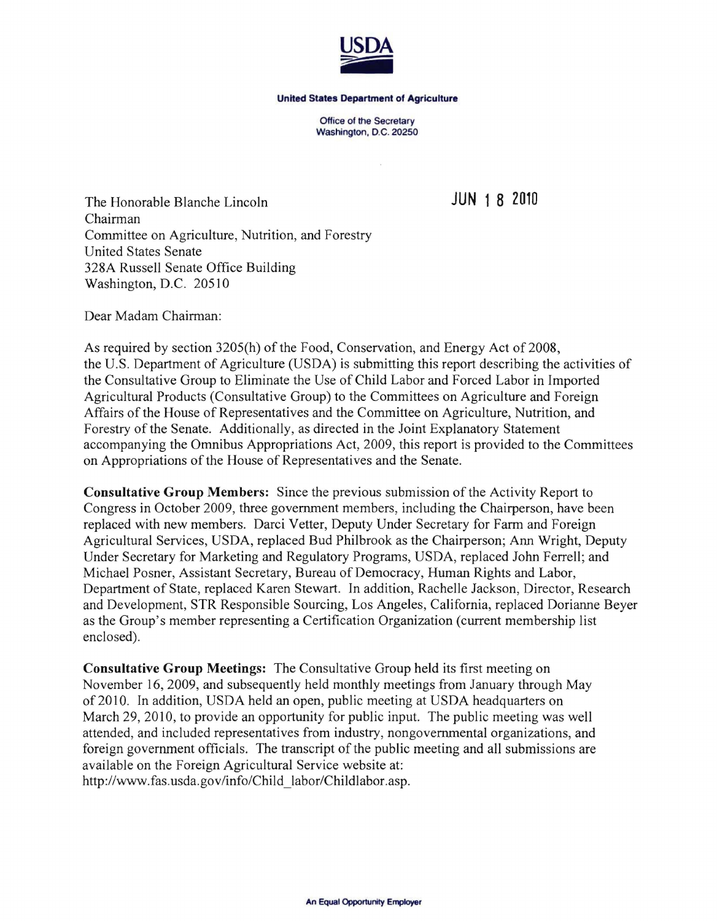USDA

**United States Department of Agriculture**

Office of the Secretary
Washington, D.C. 20250

JUN 1 8 2010

The Honorable Blanche Lincoln
Chairman
Committee on Agriculture, Nutrition, and Forestry
United States Senate
328A Russell Senate Office Building
Washington, D.C. 20510

Dear Madam Chairman:

As required by section 3205(h) of the Food, Conservation, and Energy Act of 2008, the U.S. Department of Agriculture (USDA) is submitting this report describing the activities of the Consultative Group to Eliminate the Use of Child Labor and Forced Labor in Imported Agricultural Products (Consultative Group) to the Committees on Agriculture and Foreign Affairs of the House of Representatives and the Committee on Agriculture, Nutrition, and Forestry of the Senate. Additionally, as directed in the Joint Explanatory Statement accompanying the Omnibus Appropriations Act, 2009, this report is provided to the Committees on Appropriations of the House of Representatives and the Senate.

**Consultative Group Members:** Since the previous submission of the Activity Report to Congress in October 2009, three government members, including the Chairperson, have been replaced with new members. Darci Vetter, Deputy Under Secretary for Farm and Foreign Agricultural Services, USDA, replaced Bud Philbrook as the Chairperson; Ann Wright, Deputy Under Secretary for Marketing and Regulatory Programs, USDA, replaced John Ferrell; and Michael Posner, Assistant Secretary, Bureau of Democracy, Human Rights and Labor, Department of State, replaced Karen Stewart. In addition, Rachelle Jackson, Director, Research and Development, STR Responsible Sourcing, Los Angeles, California, replaced Dorianne Beyer as the Group's member representing a Certification Organization (current membership list enclosed).

**Consultative Group Meetings:** The Consultative Group held its first meeting on November 16, 2009, and subsequently held monthly meetings from January through May of 2010. In addition, USDA held an open, public meeting at USDA headquarters on March 29, 2010, to provide an opportunity for public input. The public meeting was well attended, and included representatives from industry, nongovernmental organizations, and foreign government officials. The transcript of the public meeting and all submissions are available on the Foreign Agricultural Service website at: http://www.fas.usda.gov/info/Child_labor/Childlabor.asp.

An Equal Opportunity Employer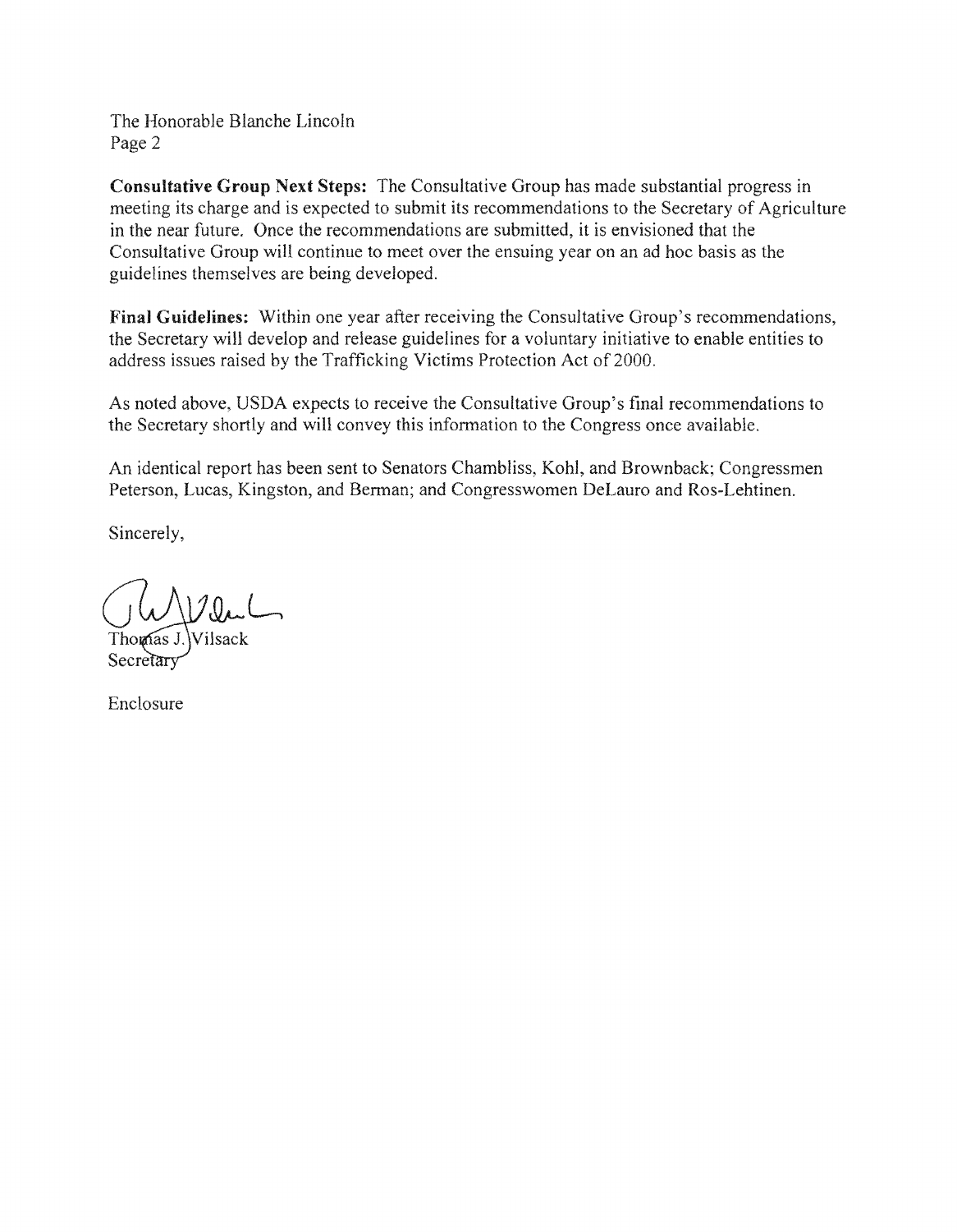The Honorable Blanche Lincoln
Page 2

**Consultative Group Next Steps:** The Consultative Group has made substantial progress in meeting its charge and is expected to submit its recommendations to the Secretary of Agriculture in the near future. Once the recommendations are submitted, it is envisioned that the Consultative Group will continue to meet over the ensuing year on an ad hoc basis as the guidelines themselves are being developed.

**Final Guidelines:** Within one year after receiving the Consultative Group's recommendations, the Secretary will develop and release guidelines for a voluntary initiative to enable entities to address issues raised by the Trafficking Victims Protection Act of 2000.

As noted above, USDA expects to receive the Consultative Group's final recommendations to the Secretary shortly and will convey this information to the Congress once available.

An identical report has been sent to Senators Chambliss, Kohl, and Brownback; Congressmen Peterson, Lucas, Kingston, and Berman; and Congresswomen DeLauro and Ros-Lehtinen.

Sincerely,

Thomas J. Vilsack
Secretary

Enclosure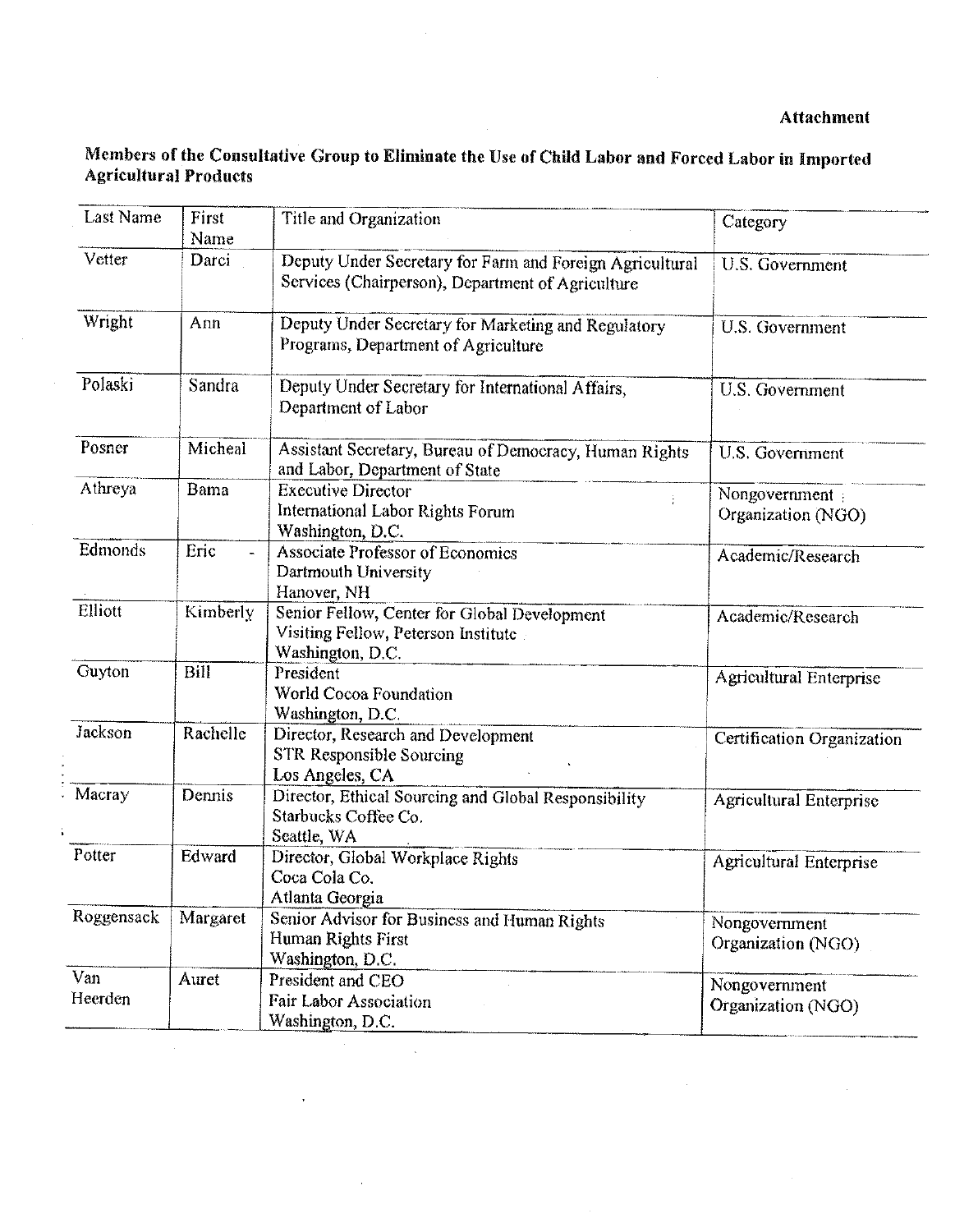**Attachment**

## Members of the Consultative Group to Eliminate the Use of Child Labor and Forced Labor in Imported Agricultural Products

| Last Name | First Name | Title and Organization | Category |
|---|---|---|---|
| Vetter | Darci | Deputy Under Secretary for Farm and Foreign Agricultural Services (Chairperson), Department of Agriculture | U.S. Government |
| Wright | Ann | Deputy Under Secretary for Marketing and Regulatory Programs, Department of Agriculture | U.S. Government |
| Polaski | Sandra | Deputy Under Secretary for International Affairs, Department of Labor | U.S. Government |
| Posner | Micheal | Assistant Secretary, Bureau of Democracy, Human Rights and Labor, Department of State | U.S. Government |
| Athreya | Bama | Executive Director<br>International Labor Rights Forum<br>Washington, D.C. | Nongovernment Organization (NGO) |
| Edmonds | Eric | Associate Professor of Economics<br>Dartmouth University<br>Hanover, NH | Academic/Research |
| Elliott | Kimberly | Senior Fellow, Center for Global Development<br>Visiting Fellow, Peterson Institute<br>Washington, D.C. | Academic/Research |
| Guyton | Bill | President<br>World Cocoa Foundation<br>Washington, D.C. | Agricultural Enterprise |
| Jackson | Rachelle | Director, Research and Development<br>STR Responsible Sourcing<br>Los Angeles, CA | Certification Organization |
| Macray | Dennis | Director, Ethical Sourcing and Global Responsibility<br>Starbucks Coffee Co.<br>Seattle, WA | Agricultural Enterprise |
| Potter | Edward | Director, Global Workplace Rights<br>Coca Cola Co.<br>Atlanta Georgia | Agricultural Enterprise |
| Roggensack | Margaret | Senior Advisor for Business and Human Rights<br>Human Rights First<br>Washington, D.C. | Nongovernment Organization (NGO) |
| Van Heerden | Auret | President and CEO<br>Fair Labor Association<br>Washington, D.C. | Nongovernment Organization (NGO) |